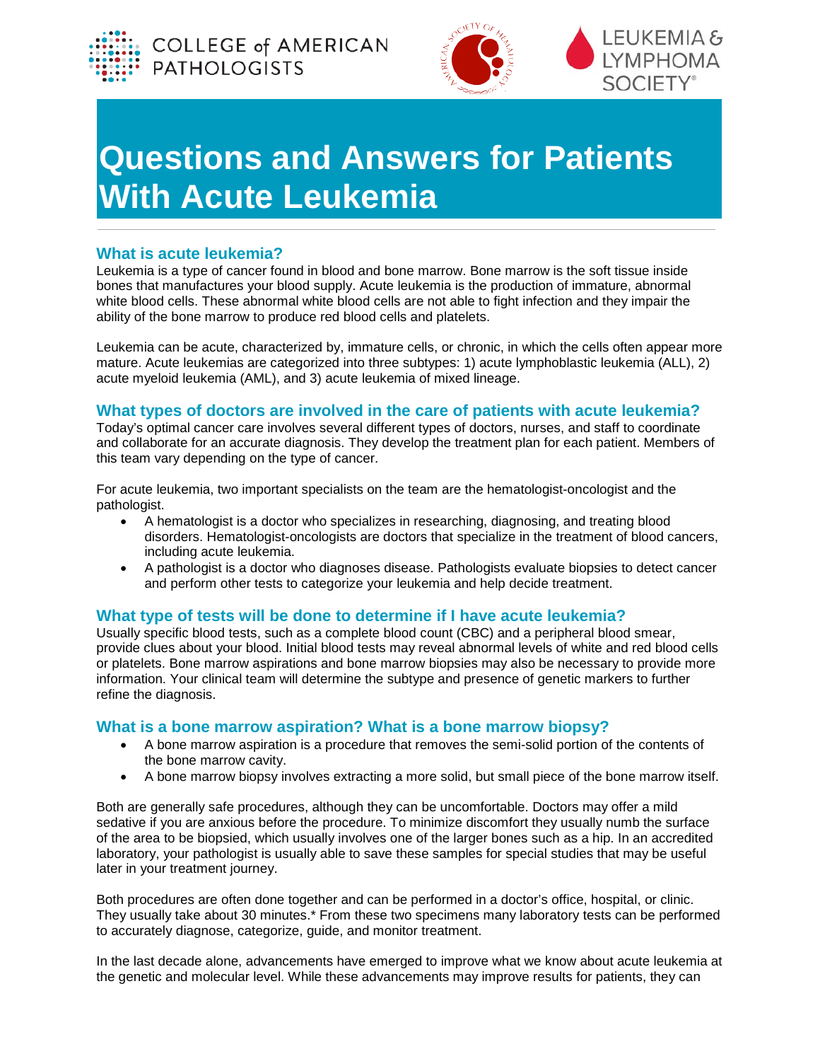# Questions and Answers for Patients With Acute Leukemia

## What is acute leukemia?

Leukemia is a type of cancer found in blood and bone marrow. Bone marrow is the soft tissue inside bones that manufactures your blood supply. Acute leukemia is the production of immature, abnormal white blood cells. These abnormal white blood cells are not able to fight infection and they impair the ability of the bone marrow to produce red blood cells and platelets.

Leukemia can be acute, characterized by, immature cells, or chronic, in which the cells often appear more mature. Acute leukemias are categorized into three subtypes: 1) acute lymphoblastic leukemia (ALL), 2) acute myeloid leukemia (AML), and 3) acute leukemia of mixed lineage.

## What types of doctors are involved in the care of patients with acute leukemia?

Today's optimal cancer care involves several different types of doctors, nurses, and staff to coordinate and collaborate for an accurate diagnosis. They develop the treatment plan for each patient. Members of this team vary depending on the type of cancer.

For acute leukemia, two important specialists on the team are the hematologist-oncologist and the pathologist.

- A hematologist is a doctor who specializes in researching, diagnosing, and treating blood disorders. Hematologist-oncologists are doctors that specialize in the treatment of blood cancers, including acute leukemia.
- A pathologist is a doctor who diagnoses disease. Pathologists evaluate biopsies to detect cancer and perform other tests to categorize your leukemia and help decide treatment.

## What type of tests will be done to determine if I have acute leukemia?

Usually specific blood tests, such as a complete blood count (CBC) and a peripheral blood smear, provide clues about your blood. Initial blood tests may reveal abnormal levels of white and red blood cells or platelets. Bone marrow aspirations and bone marrow biopsies may also be necessary to provide more information. Your clinical team will determine the subtype and presence of genetic markers to further refine the diagnosis.

## What is a bone marrow aspiration? What is a bone marrow biopsy?

- A bone marrow aspiration is a procedure that removes the semi-solid portion of the contents of the bone marrow cavity.
- A bone marrow biopsy involves extracting a more solid, but small piece of the bone marrow itself.

Both are generally safe procedures, although they can be uncomfortable. Doctors may offer a mild sedative if you are anxious before the procedure. To minimize discomfort they usually numb the surface of the area to be biopsied, which usually involves one of the larger bones such as a hip. In an accredited laboratory, your pathologist is usually able to save these samples for special studies that may be useful later in your treatment journey.

Both procedures are often done together and can be performed in a doctor's office, hospital, or clinic. They usually take about 30 minutes.* From these two specimens many laboratory tests can be performed to accurately diagnose, categorize, guide, and monitor treatment.

In the last decade alone, advancements have emerged to improve what we know about acute leukemia at the genetic and molecular level. While these advancements may improve results for patients, they can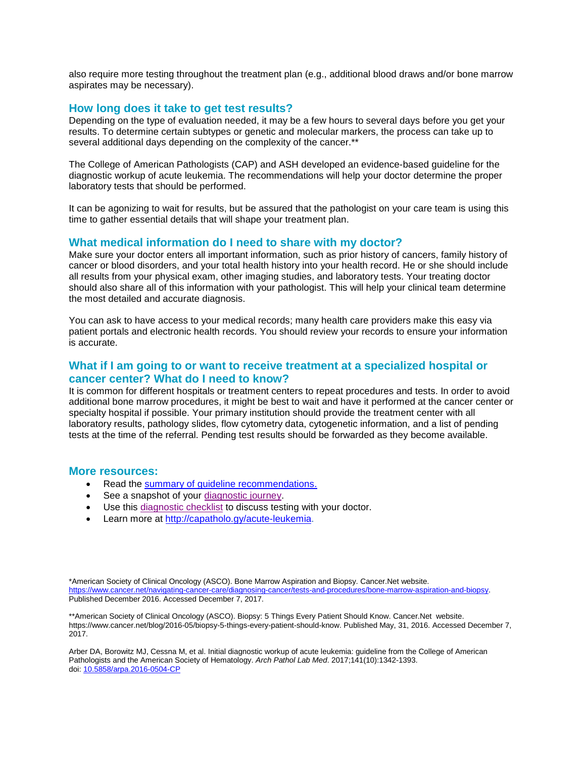also require more testing throughout the treatment plan (e.g., additional blood draws and/or bone marrow aspirates may be necessary).

## How long does it take to get test results?

Depending on the type of evaluation needed, it may be a few hours to several days before you get your results. To determine certain subtypes or genetic and molecular markers, the process can take up to several additional days depending on the complexity of the cancer.**

The College of American Pathologists (CAP) and ASH developed an evidence-based guideline for the diagnostic workup of acute leukemia. The recommendations will help your doctor determine the proper laboratory tests that should be performed.

It can be agonizing to wait for results, but be assured that the pathologist on your care team is using this time to gather essential details that will shape your treatment plan.

## What medical information do I need to share with my doctor?

Make sure your doctor enters all important information, such as prior history of cancers, family history of cancer or blood disorders, and your total health history into your health record. He or she should include all results from your physical exam, other imaging studies, and laboratory tests. Your treating doctor should also share all of this information with your pathologist. This will help your clinical team determine the most detailed and accurate diagnosis.

You can ask to have access to your medical records; many health care providers make this easy via patient portals and electronic health records. You should review your records to ensure your information is accurate.

## What if I am going to or want to receive treatment at a specialized hospital or cancer center? What do I need to know?

It is common for different hospitals or treatment centers to repeat procedures and tests. In order to avoid additional bone marrow procedures, it might be best to wait and have it performed at the cancer center or specialty hospital if possible. Your primary institution should provide the treatment center with all laboratory results, pathology slides, flow cytometry data, cytogenetic information, and a list of pending tests at the time of the referral. Pending test results should be forwarded as they become available.

## More resources:

- Read the summary of guideline recommendations.
- See a snapshot of your diagnostic journey.
- Use this diagnostic checklist to discuss testing with your doctor.
- Learn more at http://capatholo.gy/acute-leukemia.

*American Society of Clinical Oncology (ASCO). Bone Marrow Aspiration and Biopsy. Cancer.Net website. https://www.cancer.net/navigating-cancer-care/diagnosing-cancer/tests-and-procedures/bone-marrow-aspiration-and-biopsy. Published December 2016. Accessed December 7, 2017.

**American Society of Clinical Oncology (ASCO). Biopsy: 5 Things Every Patient Should Know. Cancer.Net website. https://www.cancer.net/blog/2016-05/biopsy-5-things-every-patient-should-know. Published May, 31, 2016. Accessed December 7, 2017.

Arber DA, Borowitz MJ, Cessna M, et al. Initial diagnostic workup of acute leukemia: guideline from the College of American Pathologists and the American Society of Hematology. *Arch Pathol Lab Med*. 2017;141(10):1342-1393. doi: 10.5858/arpa.2016-0504-CP